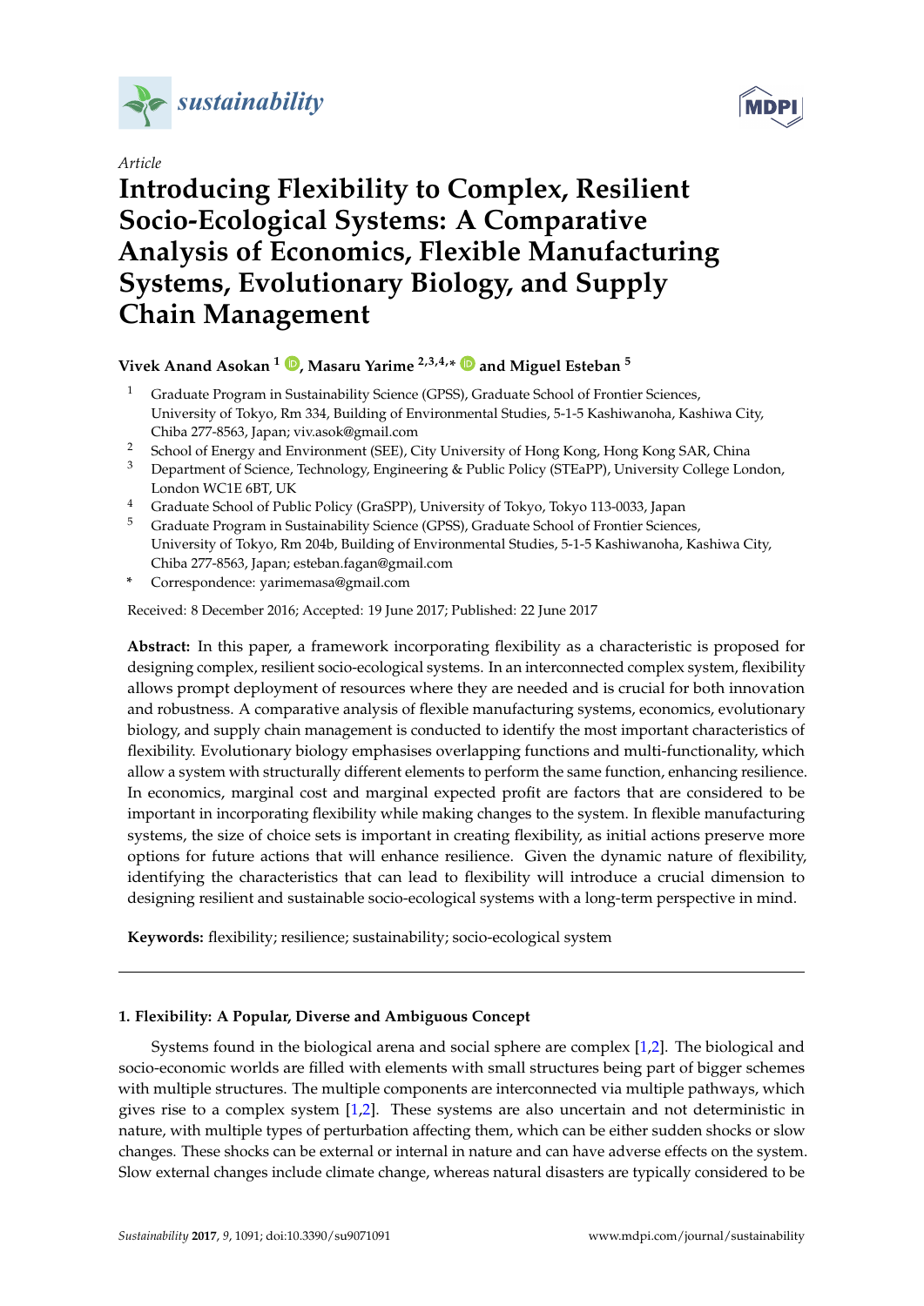*Article*

# Introducing Flexibility to Complex, Resilient Socio-Ecological Systems: A Comparative Analysis of Economics, Flexible Manufacturing Systems, Evolutionary Biology, and Supply Chain Management

**Vivek Anand Asokan [1], Masaru Yarime [2,3,4,*] and Miguel Esteban [5]**

1. Graduate Program in Sustainability Science (GPSS), Graduate School of Frontier Sciences, University of Tokyo, Rm 334, Building of Environmental Studies, 5-1-5 Kashiwanoha, Kashiwa City, Chiba 277-8563, Japan; viv.asok@gmail.com
2. School of Energy and Environment (SEE), City University of Hong Kong, Hong Kong SAR, China
3. Department of Science, Technology, Engineering & Public Policy (STEaPP), University College London, London WC1E 6BT, UK
4. Graduate School of Public Policy (GraSPP), University of Tokyo, Tokyo 113-0033, Japan
5. Graduate Program in Sustainability Science (GPSS), Graduate School of Frontier Sciences, University of Tokyo, Rm 204b, Building of Environmental Studies, 5-1-5 Kashiwanoha, Kashiwa City, Chiba 277-8563, Japan; esteban.fagan@gmail.com

\* Correspondence: yarimemasa@gmail.com

Received: 8 December 2016; Accepted: 19 June 2017; Published: 22 June 2017

**Abstract:** In this paper, a framework incorporating flexibility as a characteristic is proposed for designing complex, resilient socio-ecological systems. In an interconnected complex system, flexibility allows prompt deployment of resources where they are needed and is crucial for both innovation and robustness. A comparative analysis of flexible manufacturing systems, economics, evolutionary biology, and supply chain management is conducted to identify the most important characteristics of flexibility. Evolutionary biology emphasises overlapping functions and multi-functionality, which allow a system with structurally different elements to perform the same function, enhancing resilience. In economics, marginal cost and marginal expected profit are factors that are considered to be important in incorporating flexibility while making changes to the system. In flexible manufacturing systems, the size of choice sets is important in creating flexibility, as initial actions preserve more options for future actions that will enhance resilience. Given the dynamic nature of flexibility, identifying the characteristics that can lead to flexibility will introduce a crucial dimension to designing resilient and sustainable socio-ecological systems with a long-term perspective in mind.

**Keywords:** flexibility; resilience; sustainability; socio-ecological system

## 1. Flexibility: A Popular, Diverse and Ambiguous Concept

Systems found in the biological arena and social sphere are complex [1,2]. The biological and socio-economic worlds are filled with elements with small structures being part of bigger schemes with multiple structures. The multiple components are interconnected via multiple pathways, which gives rise to a complex system [1,2]. These systems are also uncertain and not deterministic in nature, with multiple types of perturbation affecting them, which can be either sudden shocks or slow changes. These shocks can be external or internal in nature and can have adverse effects on the system. Slow external changes include climate change, whereas natural disasters are typically considered to be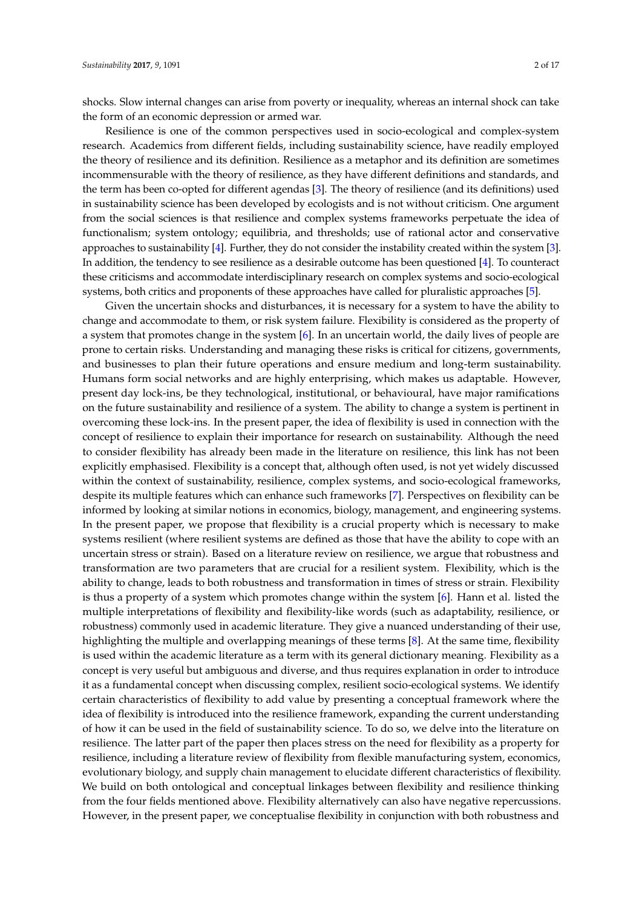shocks. Slow internal changes can arise from poverty or inequality, whereas an internal shock can take the form of an economic depression or armed war.

Resilience is one of the common perspectives used in socio-ecological and complex-system research. Academics from different fields, including sustainability science, have readily employed the theory of resilience and its definition. Resilience as a metaphor and its definition are sometimes incommensurable with the theory of resilience, as they have different definitions and standards, and the term has been co-opted for different agendas [3]. The theory of resilience (and its definitions) used in sustainability science has been developed by ecologists and is not without criticism. One argument from the social sciences is that resilience and complex systems frameworks perpetuate the idea of functionalism; system ontology; equilibria, and thresholds; use of rational actor and conservative approaches to sustainability [4]. Further, they do not consider the instability created within the system [3]. In addition, the tendency to see resilience as a desirable outcome has been questioned [4]. To counteract these criticisms and accommodate interdisciplinary research on complex systems and socio-ecological systems, both critics and proponents of these approaches have called for pluralistic approaches [5].

Given the uncertain shocks and disturbances, it is necessary for a system to have the ability to change and accommodate to them, or risk system failure. Flexibility is considered as the property of a system that promotes change in the system [6]. In an uncertain world, the daily lives of people are prone to certain risks. Understanding and managing these risks is critical for citizens, governments, and businesses to plan their future operations and ensure medium and long-term sustainability. Humans form social networks and are highly enterprising, which makes us adaptable. However, present day lock-ins, be they technological, institutional, or behavioural, have major ramifications on the future sustainability and resilience of a system. The ability to change a system is pertinent in overcoming these lock-ins. In the present paper, the idea of flexibility is used in connection with the concept of resilience to explain their importance for research on sustainability. Although the need to consider flexibility has already been made in the literature on resilience, this link has not been explicitly emphasised. Flexibility is a concept that, although often used, is not yet widely discussed within the context of sustainability, resilience, complex systems, and socio-ecological frameworks, despite its multiple features which can enhance such frameworks [7]. Perspectives on flexibility can be informed by looking at similar notions in economics, biology, management, and engineering systems. In the present paper, we propose that flexibility is a crucial property which is necessary to make systems resilient (where resilient systems are defined as those that have the ability to cope with an uncertain stress or strain). Based on a literature review on resilience, we argue that robustness and transformation are two parameters that are crucial for a resilient system. Flexibility, which is the ability to change, leads to both robustness and transformation in times of stress or strain. Flexibility is thus a property of a system which promotes change within the system [6]. Hann et al. listed the multiple interpretations of flexibility and flexibility-like words (such as adaptability, resilience, or robustness) commonly used in academic literature. They give a nuanced understanding of their use, highlighting the multiple and overlapping meanings of these terms [8]. At the same time, flexibility is used within the academic literature as a term with its general dictionary meaning. Flexibility as a concept is very useful but ambiguous and diverse, and thus requires explanation in order to introduce it as a fundamental concept when discussing complex, resilient socio-ecological systems. We identify certain characteristics of flexibility to add value by presenting a conceptual framework where the idea of flexibility is introduced into the resilience framework, expanding the current understanding of how it can be used in the field of sustainability science. To do so, we delve into the literature on resilience. The latter part of the paper then places stress on the need for flexibility as a property for resilience, including a literature review of flexibility from flexible manufacturing system, economics, evolutionary biology, and supply chain management to elucidate different characteristics of flexibility. We build on both ontological and conceptual linkages between flexibility and resilience thinking from the four fields mentioned above. Flexibility alternatively can also have negative repercussions. However, in the present paper, we conceptualise flexibility in conjunction with both robustness and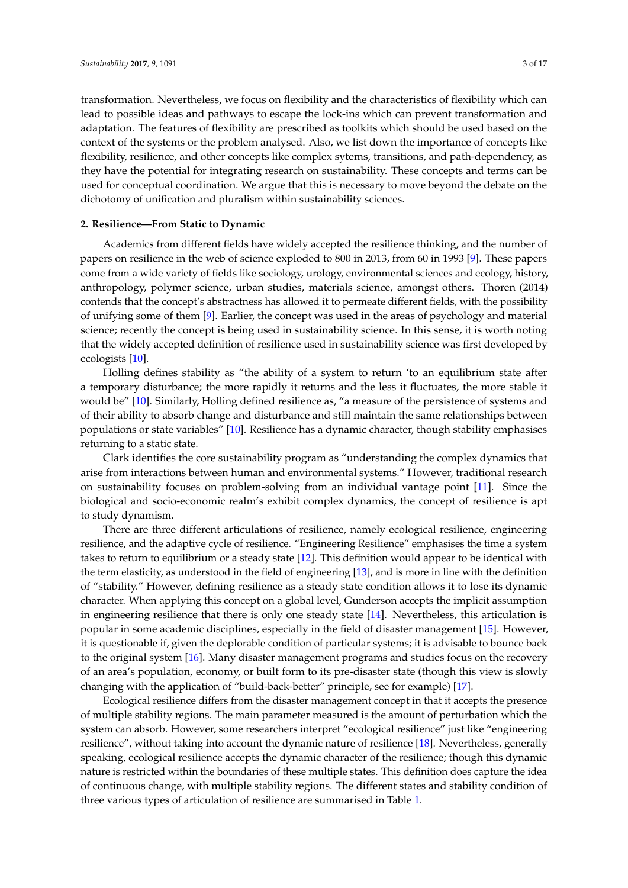transformation. Nevertheless, we focus on flexibility and the characteristics of flexibility which can lead to possible ideas and pathways to escape the lock-ins which can prevent transformation and adaptation. The features of flexibility are prescribed as toolkits which should be used based on the context of the systems or the problem analysed. Also, we list down the importance of concepts like flexibility, resilience, and other concepts like complex sytems, transitions, and path-dependency, as they have the potential for integrating research on sustainability. These concepts and terms can be used for conceptual coordination. We argue that this is necessary to move beyond the debate on the dichotomy of unification and pluralism within sustainability sciences.

## 2. Resilience—From Static to Dynamic

Academics from different fields have widely accepted the resilience thinking, and the number of papers on resilience in the web of science exploded to 800 in 2013, from 60 in 1993 [9]. These papers come from a wide variety of fields like sociology, urology, environmental sciences and ecology, history, anthropology, polymer science, urban studies, materials science, amongst others. Thoren (2014) contends that the concept's abstractness has allowed it to permeate different fields, with the possibility of unifying some of them [9]. Earlier, the concept was used in the areas of psychology and material science; recently the concept is being used in sustainability science. In this sense, it is worth noting that the widely accepted definition of resilience used in sustainability science was first developed by ecologists [10].

Holling defines stability as "the ability of a system to return 'to an equilibrium state after a temporary disturbance; the more rapidly it returns and the less it fluctuates, the more stable it would be" [10]. Similarly, Holling defined resilience as, "a measure of the persistence of systems and of their ability to absorb change and disturbance and still maintain the same relationships between populations or state variables" [10]. Resilience has a dynamic character, though stability emphasises returning to a static state.

Clark identifies the core sustainability program as "understanding the complex dynamics that arise from interactions between human and environmental systems." However, traditional research on sustainability focuses on problem-solving from an individual vantage point [11]. Since the biological and socio-economic realm's exhibit complex dynamics, the concept of resilience is apt to study dynamism.

There are three different articulations of resilience, namely ecological resilience, engineering resilience, and the adaptive cycle of resilience. "Engineering Resilience" emphasises the time a system takes to return to equilibrium or a steady state [12]. This definition would appear to be identical with the term elasticity, as understood in the field of engineering [13], and is more in line with the definition of "stability." However, defining resilience as a steady state condition allows it to lose its dynamic character. When applying this concept on a global level, Gunderson accepts the implicit assumption in engineering resilience that there is only one steady state [14]. Nevertheless, this articulation is popular in some academic disciplines, especially in the field of disaster management [15]. However, it is questionable if, given the deplorable condition of particular systems; it is advisable to bounce back to the original system [16]. Many disaster management programs and studies focus on the recovery of an area's population, economy, or built form to its pre-disaster state (though this view is slowly changing with the application of "build-back-better" principle, see for example) [17].

Ecological resilience differs from the disaster management concept in that it accepts the presence of multiple stability regions. The main parameter measured is the amount of perturbation which the system can absorb. However, some researchers interpret "ecological resilience" just like "engineering resilience", without taking into account the dynamic nature of resilience [18]. Nevertheless, generally speaking, ecological resilience accepts the dynamic character of the resilience; though this dynamic nature is restricted within the boundaries of these multiple states. This definition does capture the idea of continuous change, with multiple stability regions. The different states and stability condition of three various types of articulation of resilience are summarised in Table 1.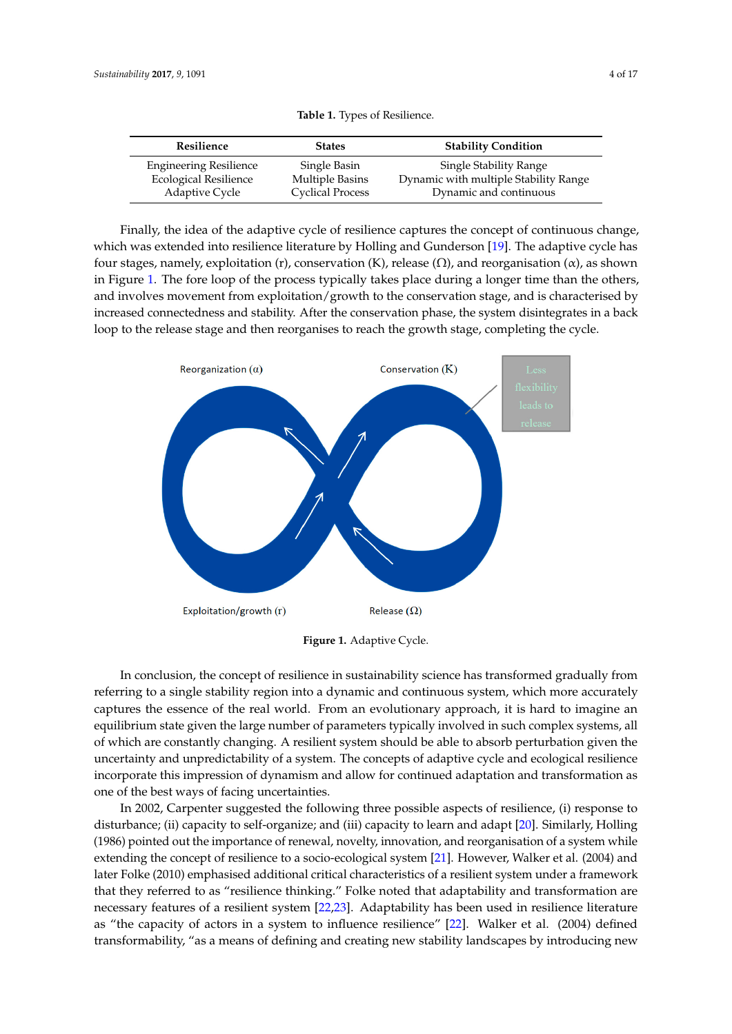**Table 1.** Types of Resilience.

| Resilience | States | Stability Condition |
|---|---|---|
| Engineering Resilience | Single Basin | Single Stability Range |
| Ecological Resilience | Multiple Basins | Dynamic with multiple Stability Range |
| Adaptive Cycle | Cyclical Process | Dynamic and continuous |

Finally, the idea of the adaptive cycle of resilience captures the concept of continuous change, which was extended into resilience literature by Holling and Gunderson [19]. The adaptive cycle has four stages, namely, exploitation (r), conservation (K), release (Ω), and reorganisation (α), as shown in Figure 1. The fore loop of the process typically takes place during a longer time than the others, and involves movement from exploitation/growth to the conservation stage, and is characterised by increased connectedness and stability. After the conservation phase, the system disintegrates in a back loop to the release stage and then reorganises to reach the growth stage, completing the cycle.

**Figure 1.** Adaptive Cycle.

In conclusion, the concept of resilience in sustainability science has transformed gradually from referring to a single stability region into a dynamic and continuous system, which more accurately captures the essence of the real world. From an evolutionary approach, it is hard to imagine an equilibrium state given the large number of parameters typically involved in such complex systems, all of which are constantly changing. A resilient system should be able to absorb perturbation given the uncertainty and unpredictability of a system. The concepts of adaptive cycle and ecological resilience incorporate this impression of dynamism and allow for continued adaptation and transformation as one of the best ways of facing uncertainties.

In 2002, Carpenter suggested the following three possible aspects of resilience, (i) response to disturbance; (ii) capacity to self-organize; and (iii) capacity to learn and adapt [20]. Similarly, Holling (1986) pointed out the importance of renewal, novelty, innovation, and reorganisation of a system while extending the concept of resilience to a socio-ecological system [21]. However, Walker et al. (2004) and later Folke (2010) emphasised additional critical characteristics of a resilient system under a framework that they referred to as "resilience thinking." Folke noted that adaptability and transformation are necessary features of a resilient system [22,23]. Adaptability has been used in resilience literature as "the capacity of actors in a system to influence resilience" [22]. Walker et al. (2004) defined transformability, "as a means of defining and creating new stability landscapes by introducing new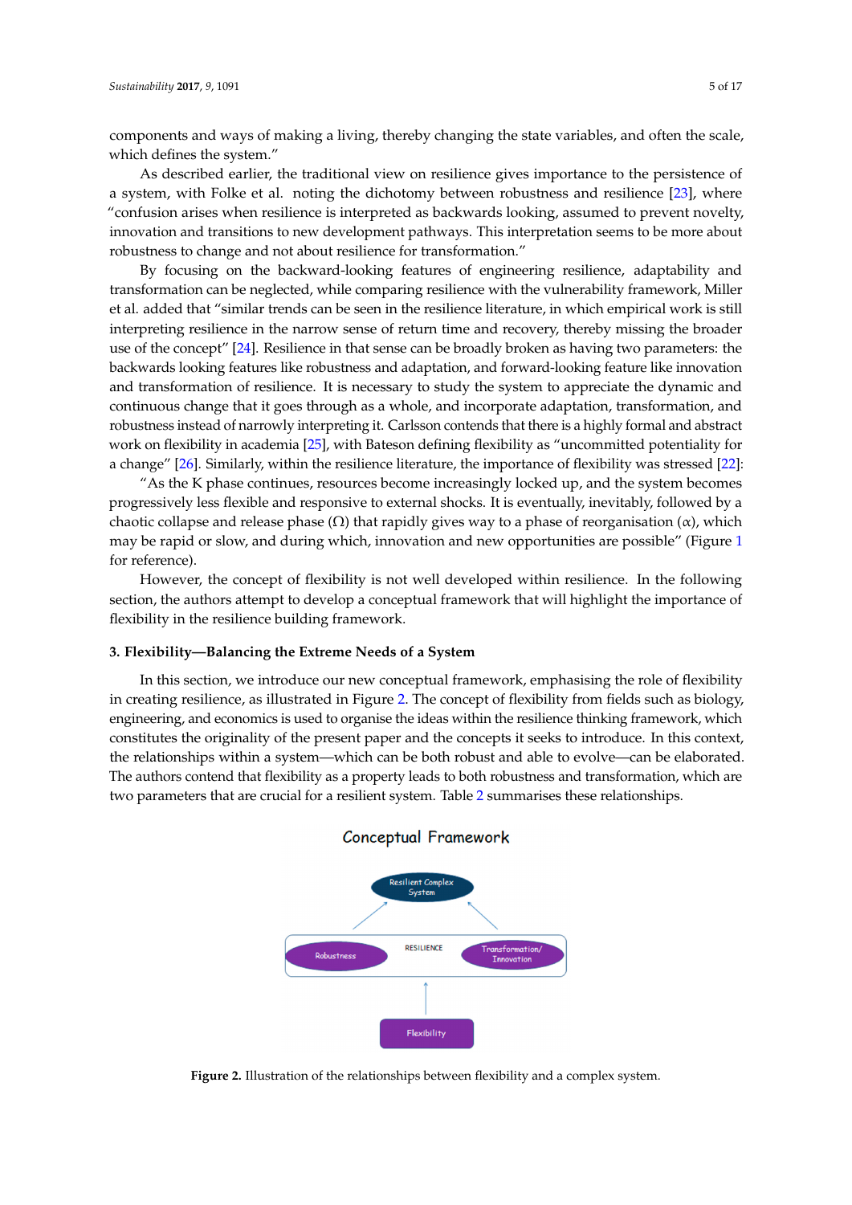components and ways of making a living, thereby changing the state variables, and often the scale, which defines the system."

As described earlier, the traditional view on resilience gives importance to the persistence of a system, with Folke et al. noting the dichotomy between robustness and resilience [23], where "confusion arises when resilience is interpreted as backwards looking, assumed to prevent novelty, innovation and transitions to new development pathways. This interpretation seems to be more about robustness to change and not about resilience for transformation."

By focusing on the backward-looking features of engineering resilience, adaptability and transformation can be neglected, while comparing resilience with the vulnerability framework, Miller et al. added that "similar trends can be seen in the resilience literature, in which empirical work is still interpreting resilience in the narrow sense of return time and recovery, thereby missing the broader use of the concept" [24]. Resilience in that sense can be broadly broken as having two parameters: the backwards looking features like robustness and adaptation, and forward-looking feature like innovation and transformation of resilience. It is necessary to study the system to appreciate the dynamic and continuous change that it goes through as a whole, and incorporate adaptation, transformation, and robustness instead of narrowly interpreting it. Carlsson contends that there is a highly formal and abstract work on flexibility in academia [25], with Bateson defining flexibility as "uncommitted potentiality for a change" [26]. Similarly, within the resilience literature, the importance of flexibility was stressed [22]:

"As the K phase continues, resources become increasingly locked up, and the system becomes progressively less flexible and responsive to external shocks. It is eventually, inevitably, followed by a chaotic collapse and release phase ($\Omega$) that rapidly gives way to a phase of reorganization ($\alpha$), which may be rapid or slow, and during which, innovation and new opportunities are possible" (Figure 1 for reference).

However, the concept of flexibility is not well developed within resilience. In the following section, the authors attempt to develop a conceptual framework that will highlight the importance of flexibility in the resilience building framework.

## 3. Flexibility—Balancing the Extreme Needs of a System

In this section, we introduce our new conceptual framework, emphasising the role of flexibility in creating resilience, as illustrated in Figure 2. The concept of flexibility from fields such as biology, engineering, and economics is used to organise the ideas within the resilience thinking framework, which constitutes the originality of the present paper and the concepts it seeks to introduce. In this context, the relationships within a system—which can be both robust and able to evolve—can be elaborated. The authors contend that flexibility as a property leads to both robustness and transformation, which are two parameters that are crucial for a resilient system. Table 2 summarises these relationships.

Conceptual Framework

Resilient Complex System

RESILIENCE

Robustness

Transformation/ Innovation

Flexibility

**Figure 2.** Illustration of the relationships between flexibility and a complex system.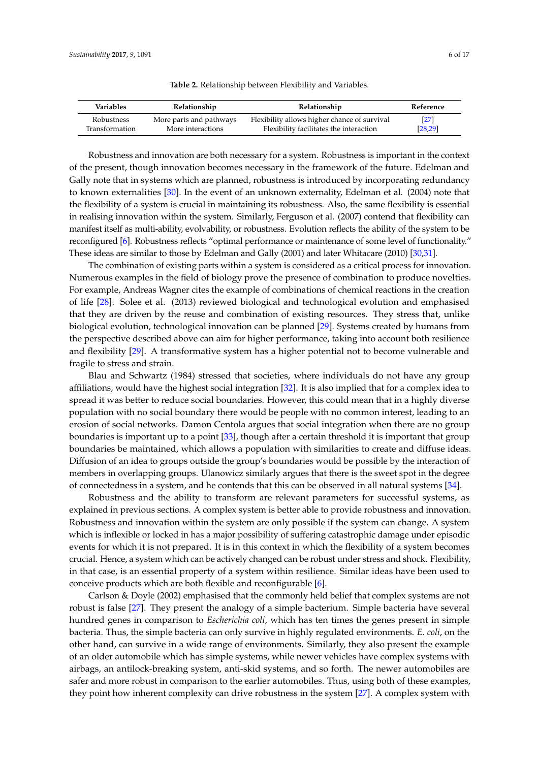**Table 2.** Relationship between Flexibility and Variables.

| Variables | Relationship | Relationship | Reference |
|---|---|---|---|
| Robustness | More parts and pathways | Flexibility allows higher chance of survival | [27] |
| Transformation | More interactions | Flexibility facilitates the interaction | [28,29] |

Robustness and innovation are both necessary for a system. Robustness is important in the context of the present, though innovation becomes necessary in the framework of the future. Edelman and Gally note that in systems which are planned, robustness is introduced by incorporating redundancy to known externalities [30]. In the event of an unknown externality, Edelman et al. (2004) note that the flexibility of a system is crucial in maintaining its robustness. Also, the same flexibility is essential in realising innovation within the system. Similarly, Ferguson et al. (2007) contend that flexibility can manifest itself as multi-ability, evolvability, or robustness. Evolution reflects the ability of the system to be reconfigured [6]. Robustness reflects "optimal performance or maintenance of some level of functionality." These ideas are similar to those by Edelman and Gally (2001) and later Whitacare (2010) [30,31].

The combination of existing parts within a system is considered as a critical process for innovation. Numerous examples in the field of biology prove the presence of combination to produce novelties. For example, Andreas Wagner cites the example of combinations of chemical reactions in the creation of life [28]. Solee et al. (2013) reviewed biological and technological evolution and emphasised that they are driven by the reuse and combination of existing resources. They stress that, unlike biological evolution, technological innovation can be planned [29]. Systems created by humans from the perspective described above can aim for higher performance, taking into account both resilience and flexibility [29]. A transformative system has a higher potential not to become vulnerable and fragile to stress and strain.

Blau and Schwartz (1984) stressed that societies, where individuals do not have any group affiliations, would have the highest social integration [32]. It is also implied that for a complex idea to spread it was better to reduce social boundaries. However, this could mean that in a highly diverse population with no social boundary there would be people with no common interest, leading to an erosion of social networks. Damon Centola argues that social integration when there are no group boundaries is important up to a point [33], though after a certain threshold it is important that group boundaries be maintained, which allows a population with similarities to create and diffuse ideas. Diffusion of an idea to groups outside the group's boundaries would be possible by the interaction of members in overlapping groups. Ulanowicz similarly argues that there is the sweet spot in the degree of connectedness in a system, and he contends that this can be observed in all natural systems [34].

Robustness and the ability to transform are relevant parameters for successful systems, as explained in previous sections. A complex system is better able to provide robustness and innovation. Robustness and innovation within the system are only possible if the system can change. A system which is inflexible or locked in has a major possibility of suffering catastrophic damage under episodic events for which it is not prepared. It is in this context in which the flexibility of a system becomes crucial. Hence, a system which can be actively changed can be robust under stress and shock. Flexibility, in that case, is an essential property of a system within resilience. Similar ideas have been used to conceive products which are both flexible and reconfigurable [6].

Carlson & Doyle (2002) emphasised that the commonly held belief that complex systems are not robust is false [27]. They present the analogy of a simple bacterium. Simple bacteria have several hundred genes in comparison to *Escherichia coli*, which has ten times the genes present in simple bacteria. Thus, the simple bacteria can only survive in highly regulated environments. *E. coli*, on the other hand, can survive in a wide range of environments. Similarly, they also present the example of an older automobile which has simple systems, while newer vehicles have complex systems with airbags, an antilock-breaking system, anti-skid systems, and so forth. The newer automobiles are safer and more robust in comparison to the earlier automobiles. Thus, using both of these examples, they point how inherent complexity can drive robustness in the system [27]. A complex system with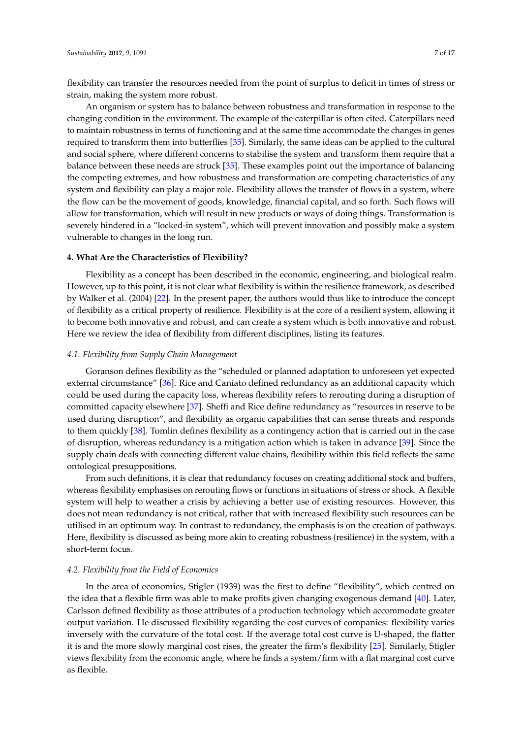flexibility can transfer the resources needed from the point of surplus to deficit in times of stress or strain, making the system more robust.

An organism or system has to balance between robustness and transformation in response to the changing condition in the environment. The example of the caterpillar is often cited. Caterpillars need to maintain robustness in terms of functioning and at the same time accommodate the changes in genes required to transform them into butterflies [35]. Similarly, the same ideas can be applied to the cultural and social sphere, where different concerns to stabilise the system and transform them require that a balance between these needs are struck [35]. These examples point out the importance of balancing the competing extremes, and how robustness and transformation are competing characteristics of any system and flexibility can play a major role. Flexibility allows the transfer of flows in a system, where the flow can be the movement of goods, knowledge, financial capital, and so forth. Such flows will allow for transformation, which will result in new products or ways of doing things. Transformation is severely hindered in a "locked-in system", which will prevent innovation and possibly make a system vulnerable to changes in the long run.

## 4. What Are the Characteristics of Flexibility?

Flexibility as a concept has been described in the economic, engineering, and biological realm. However, up to this point, it is not clear what flexibility is within the resilience framework, as described by Walker et al. (2004) [22]. In the present paper, the authors would thus like to introduce the concept of flexibility as a critical property of resilience. Flexibility is at the core of a resilient system, allowing it to become both innovative and robust, and can create a system which is both innovative and robust. Here we review the idea of flexibility from different disciplines, listing its features.

### *4.1. Flexibility from Supply Chain Management*

Goranson defines flexibility as the "scheduled or planned adaptation to unforeseen yet expected external circumstance" [36]. Rice and Caniato defined redundancy as an additional capacity which could be used during the capacity loss, whereas flexibility refers to rerouting during a disruption of committed capacity elsewhere [37]. Sheffi and Rice define redundancy as "resources in reserve to be used during disruption", and flexibility as organic capabilities that can sense threats and responds to them quickly [38]. Tomlin defines flexibility as a contingency action that is carried out in the case of disruption, whereas redundancy is a mitigation action which is taken in advance [39]. Since the supply chain deals with connecting different value chains, flexibility within this field reflects the same ontological presuppositions.

From such definitions, it is clear that redundancy focuses on creating additional stock and buffers, whereas flexibility emphasises on rerouting flows or functions in situations of stress or shock. A flexible system will help to weather a crisis by achieving a better use of existing resources. However, this does not mean redundancy is not critical, rather that with increased flexibility such resources can be utilised in an optimum way. In contrast to redundancy, the emphasis is on the creation of pathways. Here, flexibility is discussed as being more akin to creating robustness (resilience) in the system, with a short-term focus.

### *4.2. Flexibility from the Field of Economics*

In the area of economics, Stigler (1939) was the first to define "flexibility", which centred on the idea that a flexible firm was able to make profits given changing exogenous demand [40]. Later, Carlsson defined flexibility as those attributes of a production technology which accommodate greater output variation. He discussed flexibility regarding the cost curves of companies: flexibility varies inversely with the curvature of the total cost. If the average total cost curve is U-shaped, the flatter it is and the more slowly marginal cost rises, the greater the firm's flexibility [25]. Similarly, Stigler views flexibility from the economic angle, where he finds a system/firm with a flat marginal cost curve as flexible.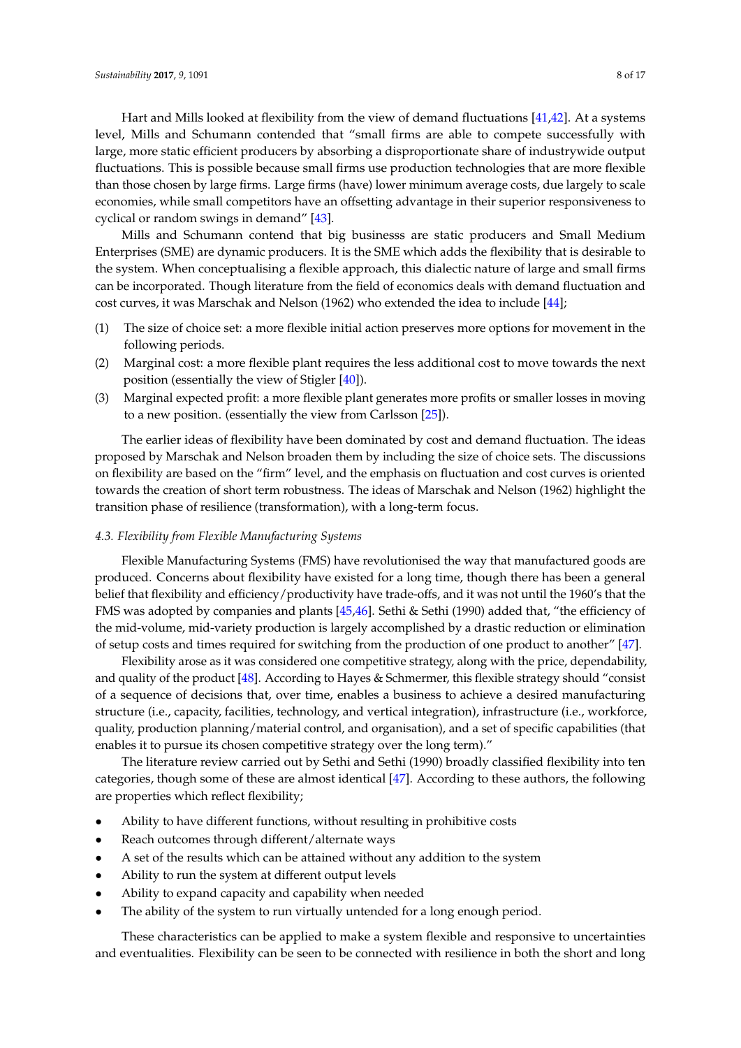Hart and Mills looked at flexibility from the view of demand fluctuations [41,42]. At a systems level, Mills and Schumann contended that "small firms are able to compete successfully with large, more static efficient producers by absorbing a disproportionate share of industrywide output fluctuations. This is possible because small firms use production technologies that are more flexible than those chosen by large firms. Large firms (have) lower minimum average costs, due largely to scale economies, while small competitors have an offsetting advantage in their superior responsiveness to cyclical or random swings in demand" [43].

Mills and Schumann contend that big businesss are static producers and Small Medium Enterprises (SME) are dynamic producers. It is the SME which adds the flexibility that is desirable to the system. When conceptualising a flexible approach, this dialectic nature of large and small firms can be incorporated. Though literature from the field of economics deals with demand fluctuation and cost curves, it was Marschak and Nelson (1962) who extended the idea to include [44];

(1) The size of choice set: a more flexible initial action preserves more options for movement in the following periods.
(2) Marginal cost: a more flexible plant requires the less additional cost to move towards the next position (essentially the view of Stigler [40]).
(3) Marginal expected profit: a more flexible plant generates more profits or smaller losses in moving to a new position. (essentially the view from Carlsson [25]).

The earlier ideas of flexibility have been dominated by cost and demand fluctuation. The ideas proposed by Marschak and Nelson broaden them by including the size of choice sets. The discussions on flexibility are based on the "firm" level, and the emphasis on fluctuation and cost curves is oriented towards the creation of short term robustness. The ideas of Marschak and Nelson (1962) highlight the transition phase of resilience (transformation), with a long-term focus.

### *4.3. Flexibility from Flexible Manufacturing Systems*

Flexible Manufacturing Systems (FMS) have revolutionised the way that manufactured goods are produced. Concerns about flexibility have existed for a long time, though there has been a general belief that flexibility and efficiency/productivity have trade-offs, and it was not until the 1960's that the FMS was adopted by companies and plants [45,46]. Sethi & Sethi (1990) added that, "the efficiency of the mid-volume, mid-variety production is largely accomplished by a drastic reduction or elimination of setup costs and times required for switching from the production of one product to another" [47].

Flexibility arose as it was considered one competitive strategy, along with the price, dependability, and quality of the product [48]. According to Hayes & Schmermer, this flexible strategy should "consist of a sequence of decisions that, over time, enables a business to achieve a desired manufacturing structure (i.e., capacity, facilities, technology, and vertical integration), infrastructure (i.e., workforce, quality, production planning/material control, and organisation), and a set of specific capabilities (that enables it to pursue its chosen competitive strategy over the long term)."

The literature review carried out by Sethi and Sethi (1990) broadly classified flexibility into ten categories, though some of these are almost identical [47]. According to these authors, the following are properties which reflect flexibility;

- Ability to have different functions, without resulting in prohibitive costs
- Reach outcomes through different/alternate ways
- A set of the results which can be attained without any addition to the system
- Ability to run the system at different output levels
- Ability to expand capacity and capability when needed
- The ability of the system to run virtually untended for a long enough period.

These characteristics can be applied to make a system flexible and responsive to uncertainties and eventualities. Flexibility can be seen to be connected with resilience in both the short and long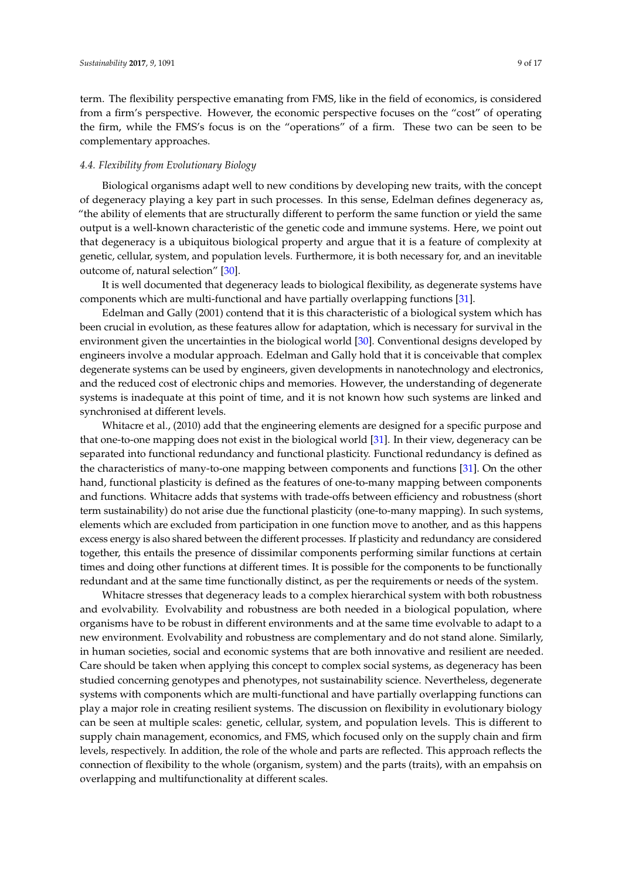term. The flexibility perspective emanating from FMS, like in the field of economics, is considered from a firm's perspective. However, the economic perspective focuses on the "cost" of operating the firm, while the FMS's focus is on the "operations" of a firm. These two can be seen to be complementary approaches.

### 4.4. Flexibility from Evolutionary Biology

Biological organisms adapt well to new conditions by developing new traits, with the concept of degeneracy playing a key part in such processes. In this sense, Edelman defines degeneracy as, "the ability of elements that are structurally different to perform the same function or yield the same output is a well-known characteristic of the genetic code and immune systems. Here, we point out that degeneracy is a ubiquitous biological property and argue that it is a feature of complexity at genetic, cellular, system, and population levels. Furthermore, it is both necessary for, and an inevitable outcome of, natural selection" [30].

It is well documented that degeneracy leads to biological flexibility, as degenerate systems have components which are multi-functional and have partially overlapping functions [31].

Edelman and Gally (2001) contend that it is this characteristic of a biological system which has been crucial in evolution, as these features allow for adaptation, which is necessary for survival in the environment given the uncertainties in the biological world [30]. Conventional designs developed by engineers involve a modular approach. Edelman and Gally hold that it is conceivable that complex degenerate systems can be used by engineers, given developments in nanotechnology and electronics, and the reduced cost of electronic chips and memories. However, the understanding of degenerate systems is inadequate at this point of time, and it is not known how such systems are linked and synchronised at different levels.

Whitacre et al., (2010) add that the engineering elements are designed for a specific purpose and that one-to-one mapping does not exist in the biological world [31]. In their view, degeneracy can be separated into functional redundancy and functional plasticity. Functional redundancy is defined as the characteristics of many-to-one mapping between components and functions [31]. On the other hand, functional plasticity is defined as the features of one-to-many mapping between components and functions. Whitacre adds that systems with trade-offs between efficiency and robustness (short term sustainability) do not arise due the functional plasticity (one-to-many mapping). In such systems, elements which are excluded from participation in one function move to another, and as this happens excess energy is also shared between the different processes. If plasticity and redundancy are considered together, this entails the presence of dissimilar components performing similar functions at certain times and doing other functions at different times. It is possible for the components to be functionally redundant and at the same time functionally distinct, as per the requirements or needs of the system.

Whitacre stresses that degeneracy leads to a complex hierarchical system with both robustness and evolvability. Evolvability and robustness are both needed in a biological population, where organisms have to be robust in different environments and at the same time evolvable to adapt to a new environment. Evolvability and robustness are complementary and do not stand alone. Similarly, in human societies, social and economic systems that are both innovative and resilient are needed. Care should be taken when applying this concept to complex social systems, as degeneracy has been studied concerning genotypes and phenotypes, not sustainability science. Nevertheless, degenerate systems with components which are multi-functional and have partially overlapping functions can play a major role in creating resilient systems. The discussion on flexibility in evolutionary biology can be seen at multiple scales: genetic, cellular, system, and population levels. This is different to supply chain management, economics, and FMS, which focused only on the supply chain and firm levels, respectively. In addition, the role of the whole and parts are reflected. This approach reflects the connection of flexibility to the whole (organism, system) and the parts (traits), with an empahsis on overlapping and multifunctionality at different scales.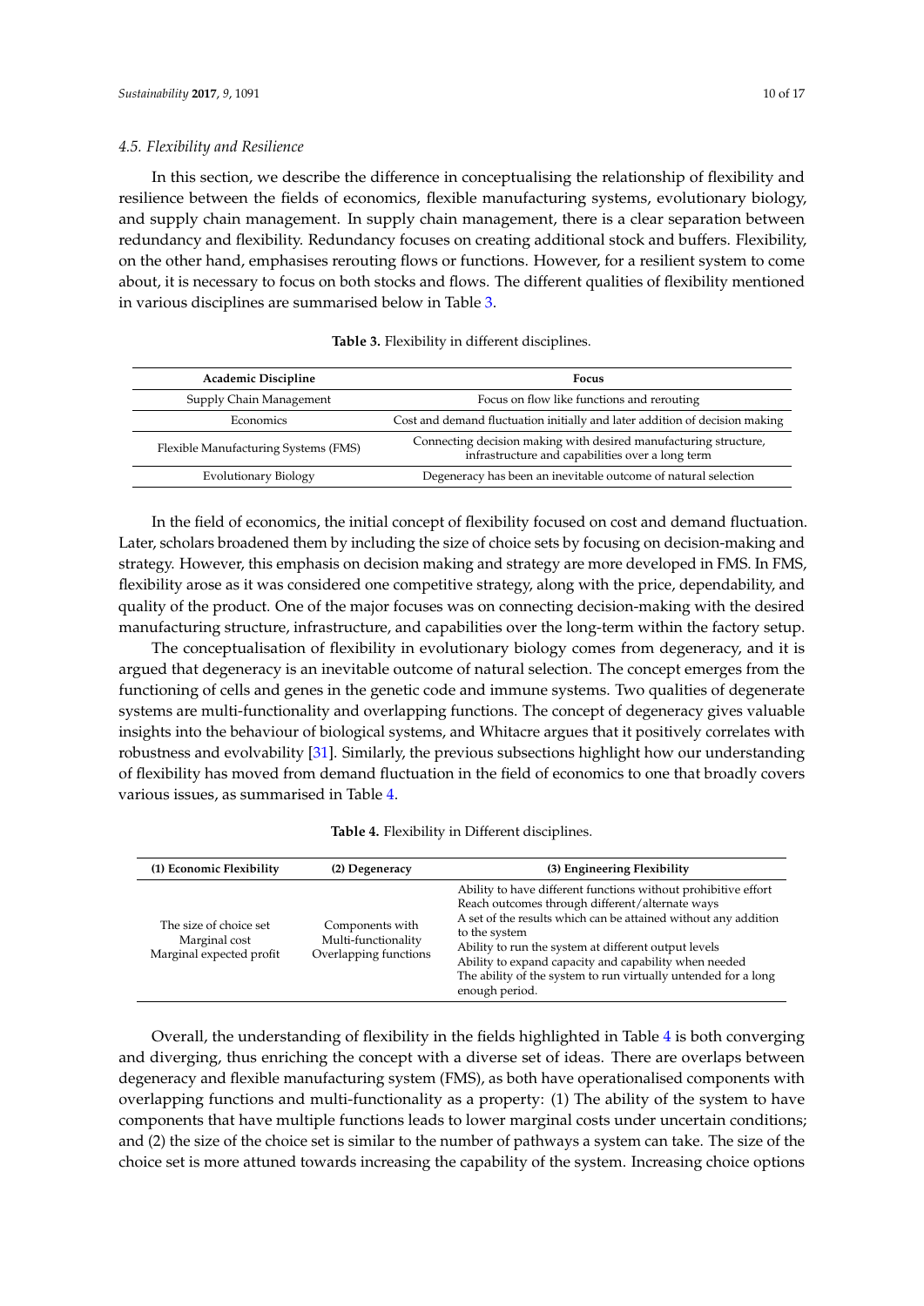### 4.5. Flexibility and Resilience

In this section, we describe the difference in conceptualising the relationship of flexibility and resilience between the fields of economics, flexible manufacturing systems, evolutionary biology, and supply chain management. In supply chain management, there is a clear separation between redundancy and flexibility. Redundancy focuses on creating additional stock and buffers. Flexibility, on the other hand, emphasises rerouting flows or functions. However, for a resilient system to come about, it is necessary to focus on both stocks and flows. The different qualities of flexibility mentioned in various disciplines are summarised below in Table 3.

**Table 3.** Flexibility in different disciplines.

| Academic Discipline | Focus |
| --- | --- |
| Supply Chain Management | Focus on flow like functions and rerouting |
| Economics | Cost and demand fluctuation initially and later addition of decision making |
| Flexible Manufacturing Systems (FMS) | Connecting decision making with desired manufacturing structure, infrastructure and capabilities over a long term |
| Evolutionary Biology | Degeneracy has been an inevitable outcome of natural selection |

In the field of economics, the initial concept of flexibility focused on cost and demand fluctuation. Later, scholars broadened them by including the size of choice sets by focusing on decision-making and strategy. However, this emphasis on decision making and strategy are more developed in FMS. In FMS, flexibility arose as it was considered one competitive strategy, along with the price, dependability, and quality of the product. One of the major focuses was on connecting decision-making with the desired manufacturing structure, infrastructure, and capabilities over the long-term within the factory setup.

The conceptualisation of flexibility in evolutionary biology comes from degeneracy, and it is argued that degeneracy is an inevitable outcome of natural selection. The concept emerges from the functioning of cells and genes in the genetic code and immune systems. Two qualities of degenerate systems are multi-functionality and overlapping functions. The concept of degeneracy gives valuable insights into the behaviour of biological systems, and Whitacre argues that it positively correlates with robustness and evolvability [31]. Similarly, the previous subsections highlight how our understanding of flexibility has moved from demand fluctuation in the field of economics to one that broadly covers various issues, as summarised in Table 4.

**Table 4.** Flexibility in Different disciplines.

| (1) Economic Flexibility | (2) Degeneracy | (3) Engineering Flexibility |
| --- | --- | --- |
| The size of choice set<br>Marginal cost<br>Marginal expected profit | Components with<br>Multi-functionality<br>Overlapping functions | Ability to have different functions without prohibitive effort<br>Reach outcomes through different/alternate ways<br>A set of the results which can be attained without any addition to the system<br>Ability to run the system at different output levels<br>Ability to expand capacity and capability when needed<br>The ability of the system to run virtually untended for a long enough period. |

Overall, the understanding of flexibility in the fields highlighted in Table 4 is both converging and diverging, thus enriching the concept with a diverse set of ideas. There are overlaps between degeneracy and flexible manufacturing system (FMS), as both have operationalised components with overlapping functions and multi-functionality as a property: (1) The ability of the system to have components that have multiple functions leads to lower marginal costs under uncertain conditions; and (2) the size of the choice set is similar to the number of pathways a system can take. The size of the choice set is more attuned towards increasing the capability of the system. Increasing choice options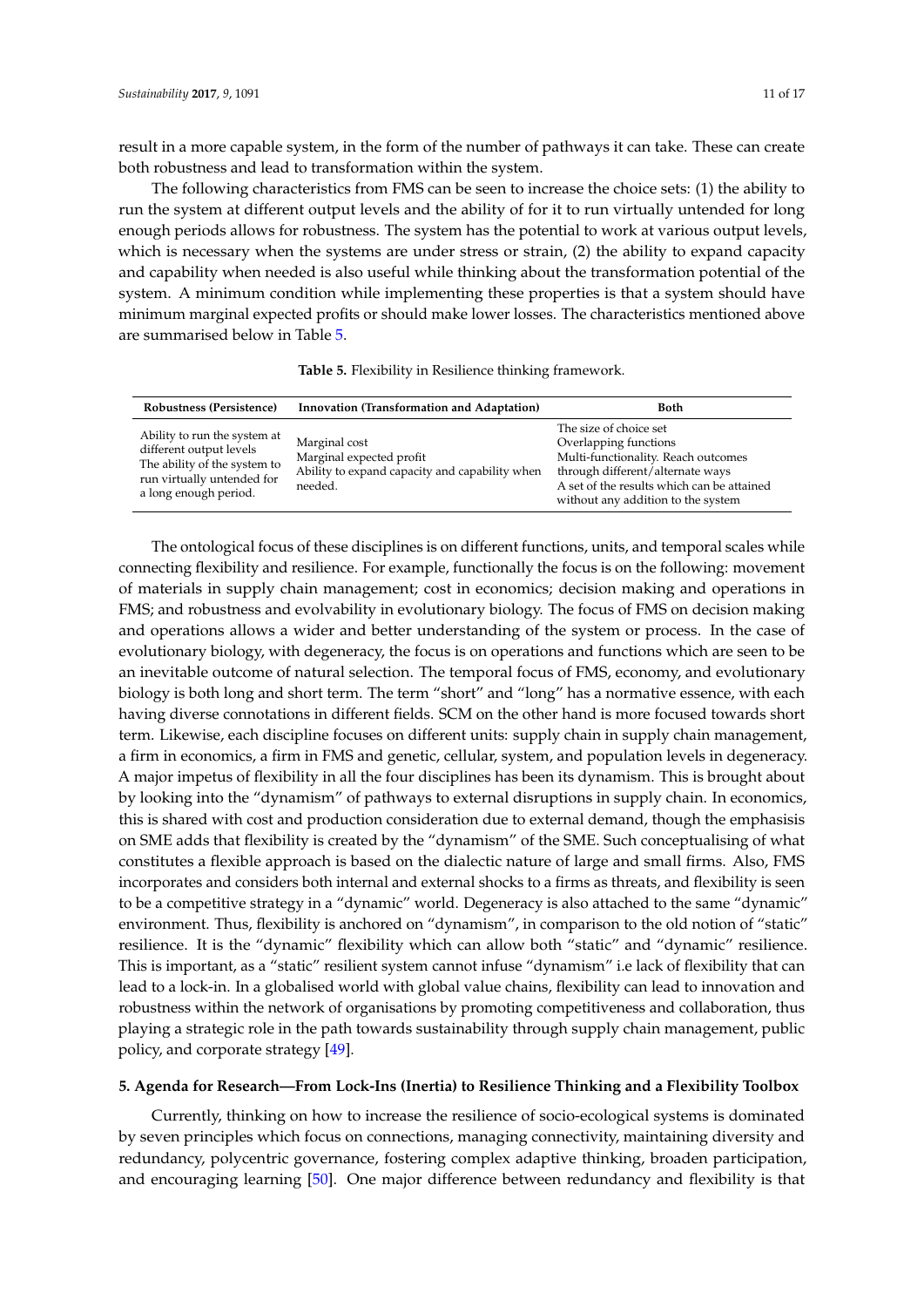result in a more capable system, in the form of the number of pathways it can take. These can create both robustness and lead to transformation within the system.

The following characteristics from FMS can be seen to increase the choice sets: (1) the ability to run the system at different output levels and the ability of for it to run virtually untended for long enough periods allows for robustness. The system has the potential to work at various output levels, which is necessary when the systems are under stress or strain, (2) the ability to expand capacity and capability when needed is also useful while thinking about the transformation potential of the system. A minimum condition while implementing these properties is that a system should have minimum marginal expected profits or should make lower losses. The characteristics mentioned above are summarised below in Table 5.

**Table 5.** Flexibility in Resilience thinking framework.

| Robustness (Persistence) | Innovation (Transformation and Adaptation) | Both |
|---|---|---|
| Ability to run the system at different output levels<br>The ability of the system to run virtually untended for a long enough period. | Marginal cost<br>Marginal expected profit<br>Ability to expand capacity and capability when needed. | The size of choice set<br>Overlapping functions<br>Multi-functionality. Reach outcomes through different/alternate ways<br>A set of the results which can be attained without any addition to the system |

The ontological focus of these disciplines is on different functions, units, and temporal scales while connecting flexibility and resilience. For example, functionally the focus is on the following: movement of materials in supply chain management; cost in economics; decision making and operations in FMS; and robustness and evolvability in evolutionary biology. The focus of FMS on decision making and operations allows a wider and better understanding of the system or process. In the case of evolutionary biology, with degeneracy, the focus is on operations and functions which are seen to be an inevitable outcome of natural selection. The temporal focus of FMS, economy, and evolutionary biology is both long and short term. The term "short" and "long" has a normative essence, with each having diverse connotations in different fields. SCM on the other hand is more focused towards short term. Likewise, each discipline focuses on different units: supply chain in supply chain management, a firm in economics, a firm in FMS and genetic, cellular, system, and population levels in degeneracy. A major impetus of flexibility in all the four disciplines has been its dynamism. This is brought about by looking into the "dynamism" of pathways to external disruptions in supply chain. In economics, this is shared with cost and production consideration due to external demand, though the emphasisis on SME adds that flexibility is created by the "dynamism" of the SME. Such conceptualising of what constitutes a flexible approach is based on the dialectic nature of large and small firms. Also, FMS incorporates and considers both internal and external shocks to a firms as threats, and flexibility is seen to be a competitive strategy in a "dynamic" world. Degeneracy is also attached to the same "dynamic" environment. Thus, flexibility is anchored on "dynamism", in comparison to the old notion of "static" resilience. It is the "dynamic" flexibility which can allow both "static" and "dynamic" resilience. This is important, as a "static" resilient system cannot infuse "dynamism" i.e lack of flexibility that can lead to a lock-in. In a globalised world with global value chains, flexibility can lead to innovation and robustness within the network of organisations by promoting competitiveness and collaboration, thus playing a strategic role in the path towards sustainability through supply chain management, public policy, and corporate strategy [49].

## 5. Agenda for Research—From Lock-Ins (Inertia) to Resilience Thinking and a Flexibility Toolbox

Currently, thinking on how to increase the resilience of socio-ecological systems is dominated by seven principles which focus on connections, managing connectivity, maintaining diversity and redundancy, polycentric governance, fostering complex adaptive thinking, broaden participation, and encouraging learning [50]. One major difference between redundancy and flexibility is that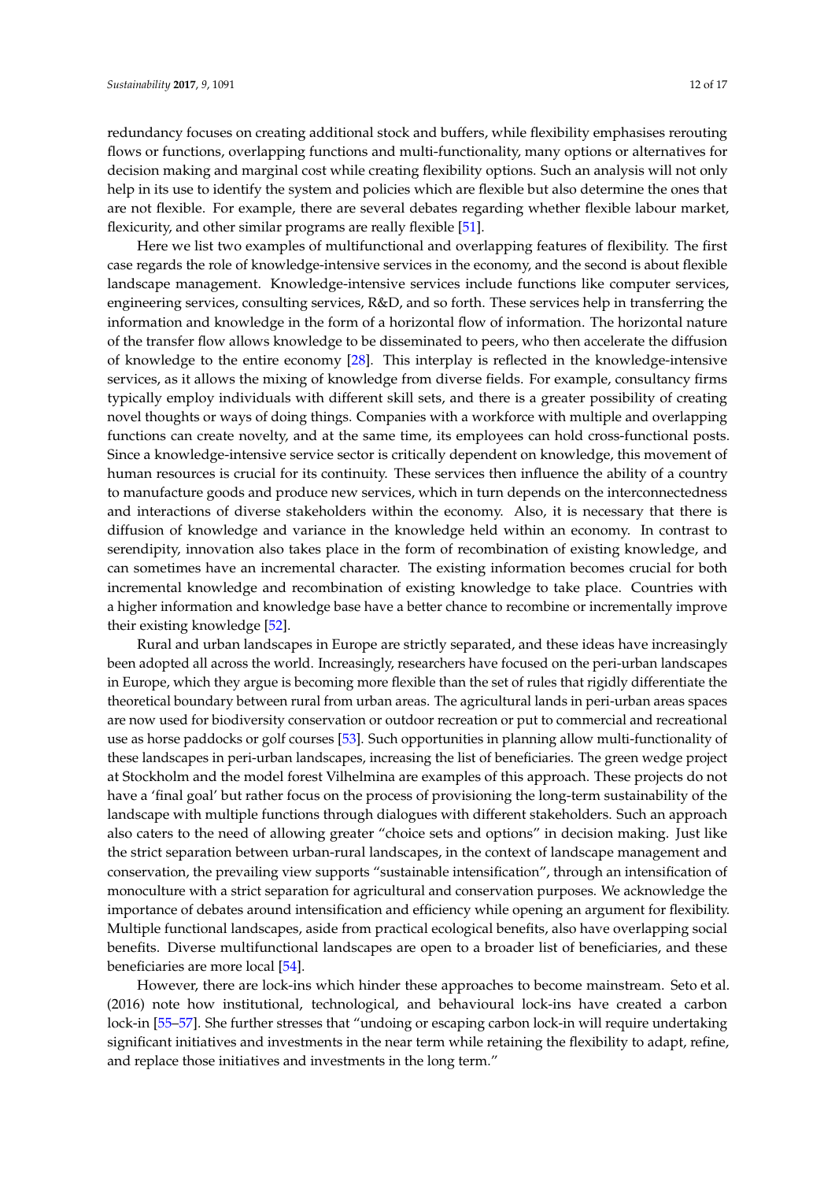redundancy focuses on creating additional stock and buffers, while flexibility emphasises rerouting flows or functions, overlapping functions and multi-functionality, many options or alternatives for decision making and marginal cost while creating flexibility options. Such an analysis will not only help in its use to identify the system and policies which are flexible but also determine the ones that are not flexible. For example, there are several debates regarding whether flexible labour market, flexicurity, and other similar programs are really flexible [51].

Here we list two examples of multifunctional and overlapping features of flexibility. The first case regards the role of knowledge-intensive services in the economy, and the second is about flexible landscape management. Knowledge-intensive services include functions like computer services, engineering services, consulting services, R&D, and so forth. These services help in transferring the information and knowledge in the form of a horizontal flow of information. The horizontal nature of the transfer flow allows knowledge to be disseminated to peers, who then accelerate the diffusion of knowledge to the entire economy [28]. This interplay is reflected in the knowledge-intensive services, as it allows the mixing of knowledge from diverse fields. For example, consultancy firms typically employ individuals with different skill sets, and there is a greater possibility of creating novel thoughts or ways of doing things. Companies with a workforce with multiple and overlapping functions can create novelty, and at the same time, its employees can hold cross-functional posts. Since a knowledge-intensive service sector is critically dependent on knowledge, this movement of human resources is crucial for its continuity. These services then influence the ability of a country to manufacture goods and produce new services, which in turn depends on the interconnectedness and interactions of diverse stakeholders within the economy. Also, it is necessary that there is diffusion of knowledge and variance in the knowledge held within an economy. In contrast to serendipity, innovation also takes place in the form of recombination of existing knowledge, and can sometimes have an incremental character. The existing information becomes crucial for both incremental knowledge and recombination of existing knowledge to take place. Countries with a higher information and knowledge base have a better chance to recombine or incrementally improve their existing knowledge [52].

Rural and urban landscapes in Europe are strictly separated, and these ideas have increasingly been adopted all across the world. Increasingly, researchers have focused on the peri-urban landscapes in Europe, which they argue is becoming more flexible than the set of rules that rigidly differentiate the theoretical boundary between rural from urban areas. The agricultural lands in peri-urban areas spaces are now used for biodiversity conservation or outdoor recreation or put to commercial and recreational use as horse paddocks or golf courses [53]. Such opportunities in planning allow multi-functionality of these landscapes in peri-urban landscapes, increasing the list of beneficiaries. The green wedge project at Stockholm and the model forest Vilhelmina are examples of this approach. These projects do not have a 'final goal' but rather focus on the process of provisioning the long-term sustainability of the landscape with multiple functions through dialogues with different stakeholders. Such an approach also caters to the need of allowing greater "choice sets and options" in decision making. Just like the strict separation between urban-rural landscapes, in the context of landscape management and conservation, the prevailing view supports "sustainable intensification", through an intensification of monoculture with a strict separation for agricultural and conservation purposes. We acknowledge the importance of debates around intensification and efficiency while opening an argument for flexibility. Multiple functional landscapes, aside from practical ecological benefits, also have overlapping social benefits. Diverse multifunctional landscapes are open to a broader list of beneficiaries, and these beneficiaries are more local [54].

However, there are lock-ins which hinder these approaches to become mainstream. Seto et al. (2016) note how institutional, technological, and behavioural lock-ins have created a carbon lock-in [55–57]. She further stresses that "undoing or escaping carbon lock-in will require undertaking significant initiatives and investments in the near term while retaining the flexibility to adapt, refine, and replace those initiatives and investments in the long term."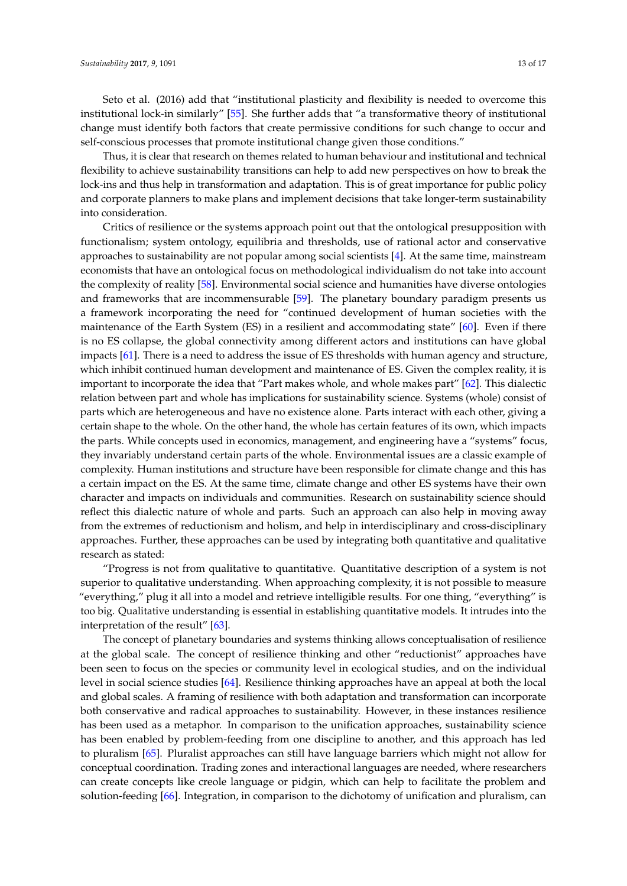Seto et al. (2016) add that "institutional plasticity and flexibility is needed to overcome this institutional lock-in similarly" [55]. She further adds that "a transformative theory of institutional change must identify both factors that create permissive conditions for such change to occur and self-conscious processes that promote institutional change given those conditions."

Thus, it is clear that research on themes related to human behaviour and institutional and technical flexibility to achieve sustainability transitions can help to add new perspectives on how to break the lock-ins and thus help in transformation and adaptation. This is of great importance for public policy and corporate planners to make plans and implement decisions that take longer-term sustainability into consideration.

Critics of resilience or the systems approach point out that the ontological presupposition with functionalism; system ontology, equilibria and thresholds, use of rational actor and conservative approaches to sustainability are not popular among social scientists [4]. At the same time, mainstream economists that have an ontological focus on methodological individualism do not take into account the complexity of reality [58]. Environmental social science and humanities have diverse ontologies and frameworks that are incommensurable [59]. The planetary boundary paradigm presents us a framework incorporating the need for "continued development of human societies with the maintenance of the Earth System (ES) in a resilient and accommodating state" [60]. Even if there is no ES collapse, the global connectivity among different actors and institutions can have global impacts [61]. There is a need to address the issue of ES thresholds with human agency and structure, which inhibit continued human development and maintenance of ES. Given the complex reality, it is important to incorporate the idea that "Part makes whole, and whole makes part" [62]. This dialectic relation between part and whole has implications for sustainability science. Systems (whole) consist of parts which are heterogeneous and have no existence alone. Parts interact with each other, giving a certain shape to the whole. On the other hand, the whole has certain features of its own, which impacts the parts. While concepts used in economics, management, and engineering have a "systems" focus, they invariably understand certain parts of the whole. Environmental issues are a classic example of complexity. Human institutions and structure have been responsible for climate change and this has a certain impact on the ES. At the same time, climate change and other ES systems have their own character and impacts on individuals and communities. Research on sustainability science should reflect this dialectic nature of whole and parts. Such an approach can also help in moving away from the extremes of reductionism and holism, and help in interdisciplinary and cross-disciplinary approaches. Further, these approaches can be used by integrating both quantitative and qualitative research as stated:

"Progress is not from qualitative to quantitative. Quantitative description of a system is not superior to qualitative understanding. When approaching complexity, it is not possible to measure "everything," plug it all into a model and retrieve intelligible results. For one thing, "everything" is too big. Qualitative understanding is essential in establishing quantitative models. It intrudes into the interpretation of the result" [63].

The concept of planetary boundaries and systems thinking allows conceptualisation of resilience at the global scale. The concept of resilience thinking and other "reductionist" approaches have been seen to focus on the species or community level in ecological studies, and on the individual level in social science studies [64]. Resilience thinking approaches have an appeal at both the local and global scales. A framing of resilience with both adaptation and transformation can incorporate both conservative and radical approaches to sustainability. However, in these instances resilience has been used as a metaphor. In comparison to the unification approaches, sustainability science has been enabled by problem-feeding from one discipline to another, and this approach has led to pluralism [65]. Pluralist approaches can still have language barriers which might not allow for conceptual coordination. Trading zones and interactional languages are needed, where researchers can create concepts like creole language or pidgin, which can help to facilitate the problem and solution-feeding [66]. Integration, in comparison to the dichotomy of unification and pluralism, can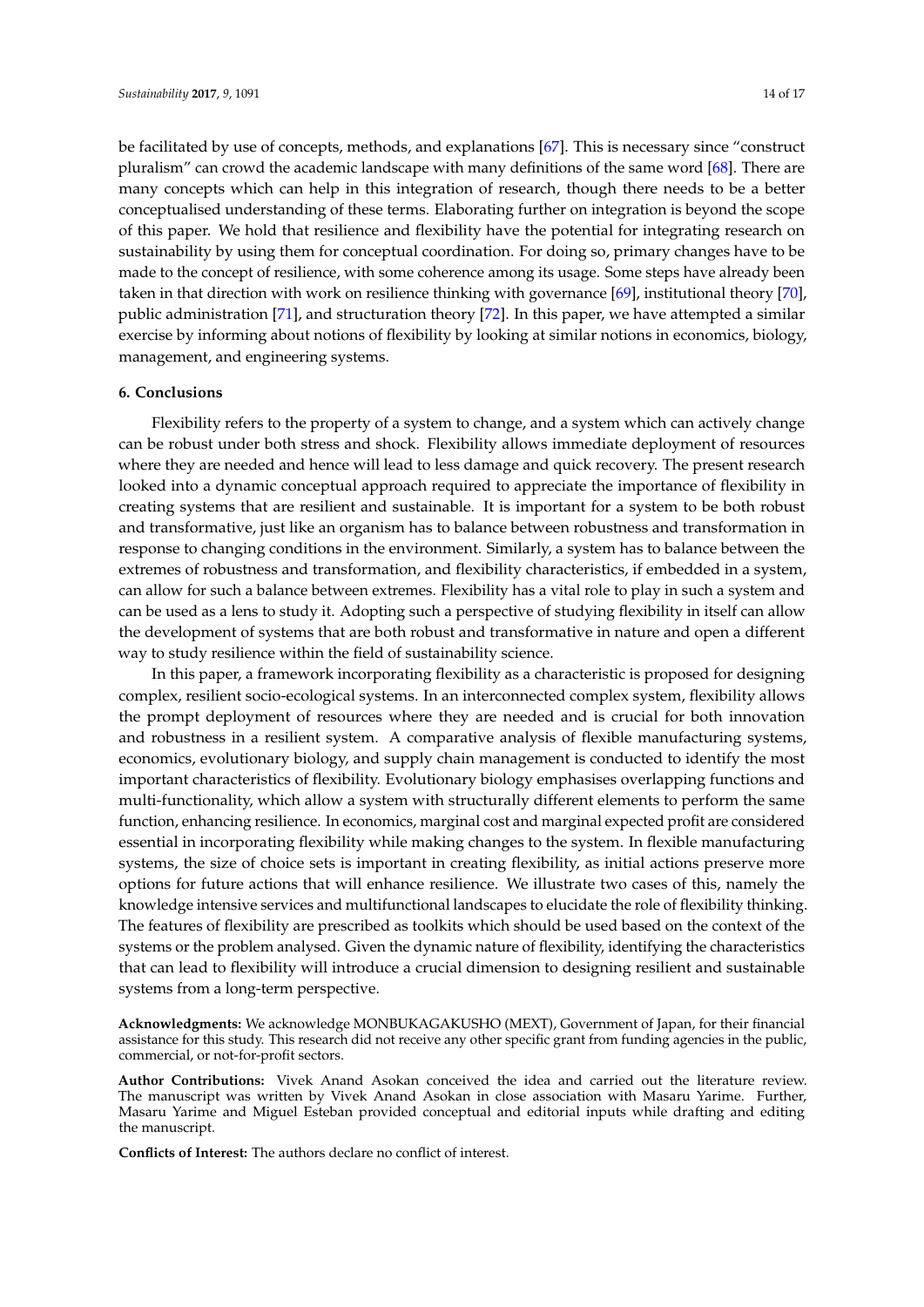be facilitated by use of concepts, methods, and explanations [67]. This is necessary since "construct pluralism" can crowd the academic landscape with many definitions of the same word [68]. There are many concepts which can help in this integration of research, though there needs to be a better conceptualised understanding of these terms. Elaborating further on integration is beyond the scope of this paper. We hold that resilience and flexibility have the potential for integrating research on sustainability by using them for conceptual coordination. For doing so, primary changes have to be made to the concept of resilience, with some coherence among its usage. Some steps have already been taken in that direction with work on resilience thinking with governance [69], institutional theory [70], public administration [71], and structuration theory [72]. In this paper, we have attempted a similar exercise by informing about notions of flexibility by looking at similar notions in economics, biology, management, and engineering systems.

## 6. Conclusions

Flexibility refers to the property of a system to change, and a system which can actively change can be robust under both stress and shock. Flexibility allows immediate deployment of resources where they are needed and hence will lead to less damage and quick recovery. The present research looked into a dynamic conceptual approach required to appreciate the importance of flexibility in creating systems that are resilient and sustainable. It is important for a system to be both robust and transformative, just like an organism has to balance between robustness and transformation in response to changing conditions in the environment. Similarly, a system has to balance between the extremes of robustness and transformation, and flexibility characteristics, if embedded in a system, can allow for such a balance between extremes. Flexibility has a vital role to play in such a system and can be used as a lens to study it. Adopting such a perspective of studying flexibility in itself can allow the development of systems that are both robust and transformative in nature and open a different way to study resilience within the field of sustainability science.

In this paper, a framework incorporating flexibility as a characteristic is proposed for designing complex, resilient socio-ecological systems. In an interconnected complex system, flexibility allows the prompt deployment of resources where they are needed and is crucial for both innovation and robustness in a resilient system. A comparative analysis of flexible manufacturing systems, economics, evolutionary biology, and supply chain management is conducted to identify the most important characteristics of flexibility. Evolutionary biology emphasises overlapping functions and multi-functionality, which allow a system with structurally different elements to perform the same function, enhancing resilience. In economics, marginal cost and marginal expected profit are considered essential in incorporating flexibility while making changes to the system. In flexible manufacturing systems, the size of choice sets is important in creating flexibility, as initial actions preserve more options for future actions that will enhance resilience. We illustrate two cases of this, namely the knowledge intensive services and multifunctional landscapes to elucidate the role of flexibility thinking. The features of flexibility are prescribed as toolkits which should be used based on the context of the systems or the problem analysed. Given the dynamic nature of flexibility, identifying the characteristics that can lead to flexibility will introduce a crucial dimension to designing resilient and sustainable systems from a long-term perspective.

**Acknowledgments:** We acknowledge MONBUKAGAKUSHO (MEXT), Government of Japan, for their financial assistance for this study. This research did not receive any other specific grant from funding agencies in the public, commercial, or not-for-profit sectors.

**Author Contributions:** Vivek Anand Asokan conceived the idea and carried out the literature review. The manuscript was written by Vivek Anand Asokan in close association with Masaru Yarime. Further, Masaru Yarime and Miguel Esteban provided conceptual and editorial inputs while drafting and editing the manuscript.

**Conflicts of Interest:** The authors declare no conflict of interest.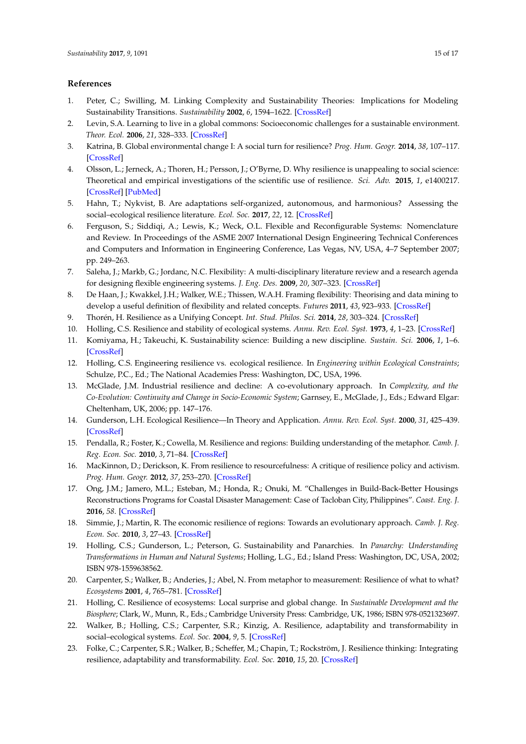## References

1. Peter, C.; Swilling, M. Linking Complexity and Sustainability Theories: Implications for Modeling Sustainability Transitions. *Sustainability* **2002**, *6*, 1594–1622. [CrossRef]
2. Levin, S.A. Learning to live in a global commons: Socioeconomic challenges for a sustainable environment. *Theor. Ecol.* **2006**, *21*, 328–333. [CrossRef]
3. Katrina, B. Global environmental change I: A social turn for resilience? *Prog. Hum. Geogr.* **2014**, *38*, 107–117. [CrossRef]
4. Olsson, L.; Jerneck, A.; Thoren, H.; Persson, J.; O'Byrne, D. Why resilience is unappealing to social science: Theoretical and empirical investigations of the scientific use of resilience. *Sci. Adv.* **2015**, *1*, e1400217. [CrossRef] [PubMed]
5. Hahn, T.; Nykvist, B. Are adaptations self-organized, autonomous, and harmonious? Assessing the social–ecological resilience literature. *Ecol. Soc.* **2017**, *22*, 12. [CrossRef]
6. Ferguson, S.; Siddiqi, A.; Lewis, K.; Weck, O.L. Flexible and Reconfigurable Systems: Nomenclature and Review. In Proceedings of the ASME 2007 International Design Engineering Technical Conferences and Computers and Information in Engineering Conference, Las Vegas, NV, USA, 4–7 September 2007; pp. 249–263.
7. Saleha, J.; Markb, G.; Jordanc, N.C. Flexibility: A multi-disciplinary literature review and a research agenda for designing flexible engineering systems. *J. Eng. Des.* **2009**, *20*, 307–323. [CrossRef]
8. De Haan, J.; Kwakkel, J.H.; Walker, W.E.; Thissen, W.A.H. Framing flexibility: Theorising and data mining to develop a useful definition of flexibility and related concepts. *Futures* **2011**, *43*, 923–933. [CrossRef]
9. Thorén, H. Resilience as a Unifying Concept. *Int. Stud. Philos. Sci.* **2014**, *28*, 303–324. [CrossRef]
10. Holling, C.S. Resilience and stability of ecological systems. *Annu. Rev. Ecol. Syst.* **1973**, *4*, 1–23. [CrossRef]
11. Komiyama, H.; Takeuchi, K. Sustainability science: Building a new discipline. *Sustain. Sci.* **2006**, *1*, 1–6. [CrossRef]
12. Holling, C.S. Engineering resilience vs. ecological resilience. In *Engineering within Ecological Constraints*; Schulze, P.C., Ed.; The National Academies Press: Washington, DC, USA, 1996.
13. McGlade, J.M. Industrial resilience and decline: A co-evolutionary approach. In *Complexity, and the Co-Evolution: Continuity and Change in Socio-Economic System*; Garnsey, E., McGlade, J., Eds.; Edward Elgar: Cheltenham, UK, 2006; pp. 147–176.
14. Gunderson, L.H. Ecological Resilience—In Theory and Application. *Annu. Rev. Ecol. Syst.* **2000**, *31*, 425–439. [CrossRef]
15. Pendalla, R.; Foster, K.; Cowella, M. Resilience and regions: Building understanding of the metaphor. *Camb. J. Reg. Econ. Soc.* **2010**, *3*, 71–84. [CrossRef]
16. MacKinnon, D.; Derickson, K. From resilience to resourcefulness: A critique of resilience policy and activism. *Prog. Hum. Geogr.* **2012**, *37*, 253–270. [CrossRef]
17. Ong, J.M.; Jamero, M.L.; Esteban, M.; Honda, R.; Onuki, M. "Challenges in Build-Back-Better Housings Reconstructions Programs for Coastal Disaster Management: Case of Tacloban City, Philippines". *Coast. Eng. J.* **2016**, *58*. [CrossRef]
18. Simmie, J.; Martin, R. The economic resilience of regions: Towards an evolutionary approach. *Camb. J. Reg. Econ. Soc.* **2010**, *3*, 27–43. [CrossRef]
19. Holling, C.S.; Gunderson, L.; Peterson, G. Sustainability and Panarchies. In *Panarchy: Understanding Transformations in Human and Natural Systems*; Holling, L.G., Ed.; Island Press: Washington, DC, USA, 2002; ISBN 978-1559638562.
20. Carpenter, S.; Walker, B.; Anderies, J.; Abel, N. From metaphor to measurement: Resilience of what to what? *Ecosystems* **2001**, *4*, 765–781. [CrossRef]
21. Holling, C. Resilience of ecosystems: Local surprise and global change. In *Sustainable Development and the Biosphere*; Clark, W., Munn, R., Eds.; Cambridge University Press: Cambridge, UK, 1986; ISBN 978-0521323697.
22. Walker, B.; Holling, C.S.; Carpenter, S.R.; Kinzig, A. Resilience, adaptability and transformability in social–ecological systems. *Ecol. Soc.* **2004**, *9*, 5. [CrossRef]
23. Folke, C.; Carpenter, S.R.; Walker, B.; Scheffer, M.; Chapin, T.; Rockström, J. Resilience thinking: Integrating resilience, adaptability and transformability. *Ecol. Soc.* **2010**, *15*, 20. [CrossRef]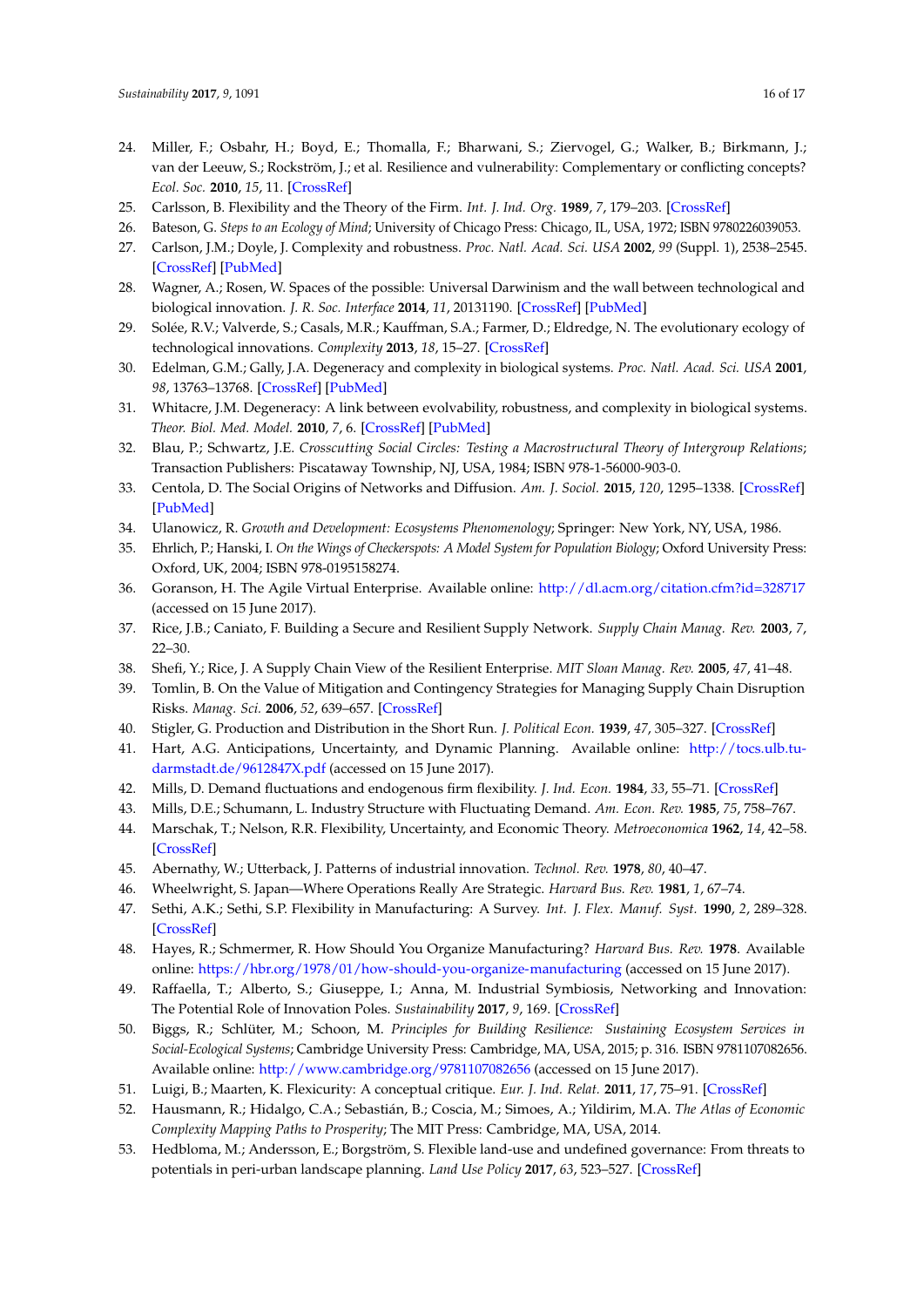24. Miller, F.; Osbahr, H.; Boyd, E.; Thomalla, F.; Bharwani, S.; Ziervogel, G.; Walker, B.; Birkmann, J.; van der Leeuw, S.; Rockström, J.; et al. Resilience and vulnerability: Complementary or conflicting concepts? *Ecol. Soc.* **2010**, *15*, 11. [CrossRef]
25. Carlsson, B. Flexibility and the Theory of the Firm. *Int. J. Ind. Org.* **1989**, *7*, 179–203. [CrossRef]
26. Bateson, G. *Steps to an Ecology of Mind*; University of Chicago Press: Chicago, IL, USA, 1972; ISBN 9780226039053.
27. Carlson, J.M.; Doyle, J. Complexity and robustness. *Proc. Natl. Acad. Sci. USA* **2002**, *99* (Suppl. 1), 2538–2545. [CrossRef] [PubMed]
28. Wagner, A.; Rosen, W. Spaces of the possible: Universal Darwinism and the wall between technological and biological innovation. *J. R. Soc. Interface* **2014**, *11*, 20131190. [CrossRef] [PubMed]
29. Solée, R.V.; Valverde, S.; Casals, M.R.; Kauffman, S.A.; Farmer, D.; Eldredge, N. The evolutionary ecology of technological innovations. *Complexity* **2013**, *18*, 15–27. [CrossRef]
30. Edelman, G.M.; Gally, J.A. Degeneracy and complexity in biological systems. *Proc. Natl. Acad. Sci. USA* **2001**, *98*, 13763–13768. [CrossRef] [PubMed]
31. Whitacre, J.M. Degeneracy: A link between evolvability, robustness, and complexity in biological systems. *Theor. Biol. Med. Model.* **2010**, *7*, 6. [CrossRef] [PubMed]
32. Blau, P.; Schwartz, J.E. *Crosscutting Social Circles: Testing a Macrostructural Theory of Intergroup Relations*; Transaction Publishers: Piscataway Township, NJ, USA, 1984; ISBN 978-1-56000-903-0.
33. Centola, D. The Social Origins of Networks and Diffusion. *Am. J. Sociol.* **2015**, *120*, 1295–1338. [CrossRef] [PubMed]
34. Ulanowicz, R. *Growth and Development: Ecosystems Phenomenology*; Springer: New York, NY, USA, 1986.
35. Ehrlich, P.; Hanski, I. *On the Wings of Checkerspots: A Model System for Population Biology*; Oxford University Press: Oxford, UK, 2004; ISBN 978-0195158274.
36. Goranson, H. The Agile Virtual Enterprise. Available online: http://dl.acm.org/citation.cfm?id=328717 (accessed on 15 June 2017).
37. Rice, J.B.; Caniato, F. Building a Secure and Resilient Supply Network. *Supply Chain Manag. Rev.* **2003**, *7*, 22–30.
38. Shefi, Y.; Rice, J. A Supply Chain View of the Resilient Enterprise. *MIT Sloan Manag. Rev.* **2005**, *47*, 41–48.
39. Tomlin, B. On the Value of Mitigation and Contingency Strategies for Managing Supply Chain Disruption Risks. *Manag. Sci.* **2006**, *52*, 639–657. [CrossRef]
40. Stigler, G. Production and Distribution in the Short Run. *J. Political Econ.* **1939**, *47*, 305–327. [CrossRef]
41. Hart, A.G. Anticipations, Uncertainty, and Dynamic Planning. Available online: http://tocs.ulb.tu-darmstadt.de/9612847X.pdf (accessed on 15 June 2017).
42. Mills, D. Demand fluctuations and endogenous firm flexibility. *J. Ind. Econ.* **1984**, *33*, 55–71. [CrossRef]
43. Mills, D.E.; Schumann, L. Industry Structure with Fluctuating Demand. *Am. Econ. Rev.* **1985**, *75*, 758–767.
44. Marschak, T.; Nelson, R.R. Flexibility, Uncertainty, and Economic Theory. *Metroeconomica* **1962**, *14*, 42–58. [CrossRef]
45. Abernathy, W.; Utterback, J. Patterns of industrial innovation. *Technol. Rev.* **1978**, *80*, 40–47.
46. Wheelwright, S. Japan—Where Operations Really Are Strategic. *Harvard Bus. Rev.* **1981**, *1*, 67–74.
47. Sethi, A.K.; Sethi, S.P. Flexibility in Manufacturing: A Survey. *Int. J. Flex. Manuf. Syst.* **1990**, *2*, 289–328. [CrossRef]
48. Hayes, R.; Schmermer, R. How Should You Organize Manufacturing? *Harvard Bus. Rev.* **1978**. Available online: https://hbr.org/1978/01/how-should-you-organize-manufacturing (accessed on 15 June 2017).
49. Raffaella, T.; Alberto, S.; Giuseppe, I.; Anna, M. Industrial Symbiosis, Networking and Innovation: The Potential Role of Innovation Poles. *Sustainability* **2017**, *9*, 169. [CrossRef]
50. Biggs, R.; Schlüter, M.; Schoon, M. *Principles for Building Resilience: Sustaining Ecosystem Services in Social-Ecological Systems*; Cambridge University Press: Cambridge, MA, USA, 2015; p. 316. ISBN 9781107082656. Available online: http://www.cambridge.org/9781107082656 (accessed on 15 June 2017).
51. Luigi, B.; Maarten, K. Flexicurity: A conceptual critique. *Eur. J. Ind. Relat.* **2011**, *17*, 75–91. [CrossRef]
52. Hausmann, R.; Hidalgo, C.A.; Sebastián, B.; Coscia, M.; Simoes, A.; Yildirim, M.A. *The Atlas of Economic Complexity Mapping Paths to Prosperity*; The MIT Press: Cambridge, MA, USA, 2014.
53. Hedbloma, M.; Andersson, E.; Borgström, S. Flexible land-use and undefined governance: From threats to potentials in peri-urban landscape planning. *Land Use Policy* **2017**, *63*, 523–527. [CrossRef]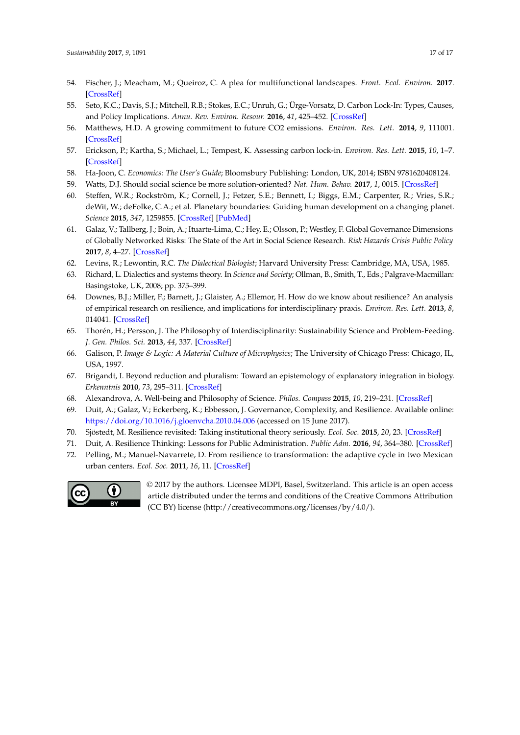54. Fischer, J.; Meacham, M.; Queiroz, C. A plea for multifunctional landscapes. *Front. Ecol. Environ.* **2017**. [CrossRef]
55. Seto, K.C.; Davis, S.J.; Mitchell, R.B.; Stokes, E.C.; Unruh, G.; Ürge-Vorsatz, D. Carbon Lock-In: Types, Causes, and Policy Implications. *Annu. Rev. Environ. Resour.* **2016**, *41*, 425–452. [CrossRef]
56. Matthews, H.D. A growing commitment to future CO2 emissions. *Environ. Res. Lett.* **2014**, *9*, 111001. [CrossRef]
57. Erickson, P.; Kartha, S.; Michael, L.; Tempest, K. Assessing carbon lock-in. *Environ. Res. Lett.* **2015**, *10*, 1–7. [CrossRef]
58. Ha-Joon, C. *Economics: The User's Guide*; Bloomsbury Publishing: London, UK, 2014; ISBN 9781620408124.
59. Watts, D.J. Should social science be more solution-oriented? *Nat. Hum. Behav.* **2017**, *1*, 0015. [CrossRef]
60. Steffen, W.R.; Rockström, K.; Cornell, J.; Fetzer, S.E.; Bennett, I.; Biggs, E.M.; Carpenter, R.; Vries, S.R.; deWit, W.; deFolke, C.A.; et al. Planetary boundaries: Guiding human development on a changing planet. *Science* **2015**, *347*, 1259855. [CrossRef] [PubMed]
61. Galaz, V.; Tallberg, J.; Boin, A.; Ituarte-Lima, C.; Hey, E.; Olsson, P.; Westley, F. Global Governance Dimensions of Globally Networked Risks: The State of the Art in Social Science Research. *Risk Hazards Crisis Public Policy* **2017**, *8*, 4–27. [CrossRef]
62. Levins, R.; Lewontin, R.C. *The Dialectical Biologist*; Harvard University Press: Cambridge, MA, USA, 1985.
63. Richard, L. Dialectics and systems theory. In *Science and Society*; Ollman, B., Smith, T., Eds.; Palgrave-Macmillan: Basingstoke, UK, 2008; pp. 375–399.
64. Downes, B.J.; Miller, F.; Barnett, J.; Glaister, A.; Ellemor, H. How do we know about resilience? An analysis of empirical research on resilience, and implications for interdisciplinary praxis. *Environ. Res. Lett.* **2013**, *8*, 014041. [CrossRef]
65. Thorén, H.; Persson, J. The Philosophy of Interdisciplinarity: Sustainability Science and Problem-Feeding. *J. Gen. Philos. Sci.* **2013**, *44*, 337. [CrossRef]
66. Galison, P. *Image & Logic: A Material Culture of Microphysics*; The University of Chicago Press: Chicago, IL, USA, 1997.
67. Brigandt, I. Beyond reduction and pluralism: Toward an epistemology of explanatory integration in biology. *Erkenntnis* **2010**, *73*, 295–311. [CrossRef]
68. Alexandrova, A. Well-being and Philosophy of Science. *Philos. Compass* **2015**, *10*, 219–231. [CrossRef]
69. Duit, A.; Galaz, V.; Eckerberg, K.; Ebbesson, J. Governance, Complexity, and Resilience. Available online: https://doi.org/10.1016/j.gloenvcha.2010.04.006 (accessed on 15 June 2017).
70. Sjöstedt, M. Resilience revisited: Taking institutional theory seriously. *Ecol. Soc.* **2015**, *20*, 23. [CrossRef]
71. Duit, A. Resilience Thinking: Lessons for Public Administration. *Public Adm.* **2016**, *94*, 364–380. [CrossRef]
72. Pelling, M.; Manuel-Navarrete, D. From resilience to transformation: the adaptive cycle in two Mexican urban centers. *Ecol. Soc.* **2011**, *16*, 11. [CrossRef]

© 2017 by the authors. Licensee MDPI, Basel, Switzerland. This article is an open access article distributed under the terms and conditions of the Creative Commons Attribution (CC BY) license (http://creativecommons.org/licenses/by/4.0/).